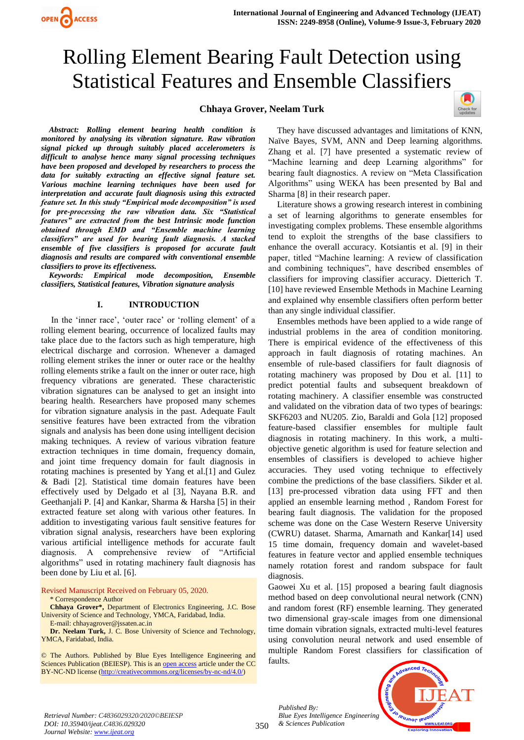# Rolling Element Bearing Fault Detection using Statistical Features and Ensemble Classifiers

**Chhaya Grover, Neelam Turk**

***Abstract: Rolling element bearing health condition is monitored by analysing its vibration signature. Raw vibration signal picked up through suitably placed accelerometers is difficult to analyse hence many signal processing techniques have been proposed and developed by researchers to process the data for suitably extracting an effective signal feature set. Various machine learning techniques have been used for interpretation and accurate fault diagnosis using this extracted feature set. In this study "Empirical mode decomposition" is used for pre-processing the raw vibration data. Six "Statistical features" are extracted from the best Intrinsic mode function obtained through EMD and "Ensemble machine learning classifiers" are used for bearing fault diagnosis. A stacked ensemble of five classifiers is proposed for accurate fault diagnosis and results are compared with conventional ensemble classifiers to prove its effectiveness.***

***Keywords: Empirical mode decomposition, Ensemble classifiers, Statistical features, Vibration signature analysis***

## I. INTRODUCTION

In the 'inner race', 'outer race' or 'rolling element' of a rolling element bearing, occurrence of localized faults may take place due to the factors such as high temperature, high electrical discharge and corrosion. Whenever a damaged rolling element strikes the inner or outer race or the healthy rolling elements strike a fault on the inner or outer race, high frequency vibrations are generated. These characteristic vibration signatures can be analysed to get an insight into bearing health. Researchers have proposed many schemes for vibration signature analysis in the past. Adequate Fault sensitive features have been extracted from the vibration signals and analysis has been done using intelligent decision making techniques. A review of various vibration feature extraction techniques in time domain, frequency domain, and joint time frequency domain for fault diagnosis in rotating machines is presented by Yang et al.[1] and Gulez & Badi [2]. Statistical time domain features have been effectively used by Delgado et al [3], Nayana B.R. and Geethanjali P. [4] and Kankar, Sharma & Harsha [5] in their extracted feature set along with various other features. In addition to investigating various fault sensitive features for vibration signal analysis, researchers have been exploring various artificial intelligence methods for accurate fault diagnosis. A comprehensive review of "Artificial algorithms" used in rotating machinery fault diagnosis has been done by Liu et al. [6].

Revised Manuscript Received on February 05, 2020.

\* Correspondence Author

**Chhaya Grover\***, Department of Electronics Engineering, J.C. Bose University of Science and Technology, YMCA, Faridabad, India.
E-mail: chhayagrover@jssaten.ac.in

**Dr. Neelam Turk,** J. C. Bose University of Science and Technology, YMCA, Faridabad, India.

© The Authors. Published by Blue Eyes Intelligence Engineering and Sciences Publication (BEIESP). This is an open access article under the CC BY-NC-ND license (http://creativecommons.org/licenses/by-nc-nd/4.0/)

They have discussed advantages and limitations of KNN, Naïve Bayes, SVM, ANN and Deep learning algorithms. Zhang et al. [7] have presented a systematic review of "Machine learning and deep Learning algorithms" for bearing fault diagnostics. A review on "Meta Classification Algorithms" using WEKA has been presented by Bal and Sharma [8] in their research paper.

Literature shows a growing research interest in combining a set of learning algorithms to generate ensembles for investigating complex problems. These ensemble algorithms tend to exploit the strengths of the base classifiers to enhance the overall accuracy. Kotsiantis et al. [9] in their paper, titled "Machine learning: A review of classification and combining techniques", have described ensembles of classifiers for improving classifier accuracy. Dietterich T. [10] have reviewed Ensemble Methods in Machine Learning and explained why ensemble classifiers often perform better than any single individual classifier.

Ensembles methods have been applied to a wide range of industrial problems in the area of condition monitoring. There is empirical evidence of the effectiveness of this approach in fault diagnosis of rotating machines. An ensemble of rule-based classifiers for fault diagnosis of rotating machinery was proposed by Dou et al. [11] to predict potential faults and subsequent breakdown of rotating machinery. A classifier ensemble was constructed and validated on the vibration data of two types of bearings: SKF6203 and NU205. Zio, Baraldi and Gola [12] proposed feature-based classifier ensembles for multiple fault diagnosis in rotating machinery. In this work, a multi-objective genetic algorithm is used for feature selection and ensembles of classifiers is developed to achieve higher accuracies. They used voting technique to effectively combine the predictions of the base classifiers. Sikder et al. [13] pre-processed vibration data using FFT and then applied an ensemble learning method , Random Forest for bearing fault diagnosis. The validation for the proposed scheme was done on the Case Western Reserve University (CWRU) dataset. Sharma, Amarnath and Kankar[14] used 15 time domain, frequency domain and wavelet-based features in feature vector and applied ensemble techniques namely rotation forest and random subspace for fault diagnosis.

Gaowei Xu et al. [15] proposed a bearing fault diagnosis method based on deep convolutional neural network (CNN) and random forest (RF) ensemble learning. They generated two dimensional gray-scale images from one dimensional time domain vibration signals, extracted multi-level features using convolution neural network and used ensemble of multiple Random Forest classifiers for classification of faults.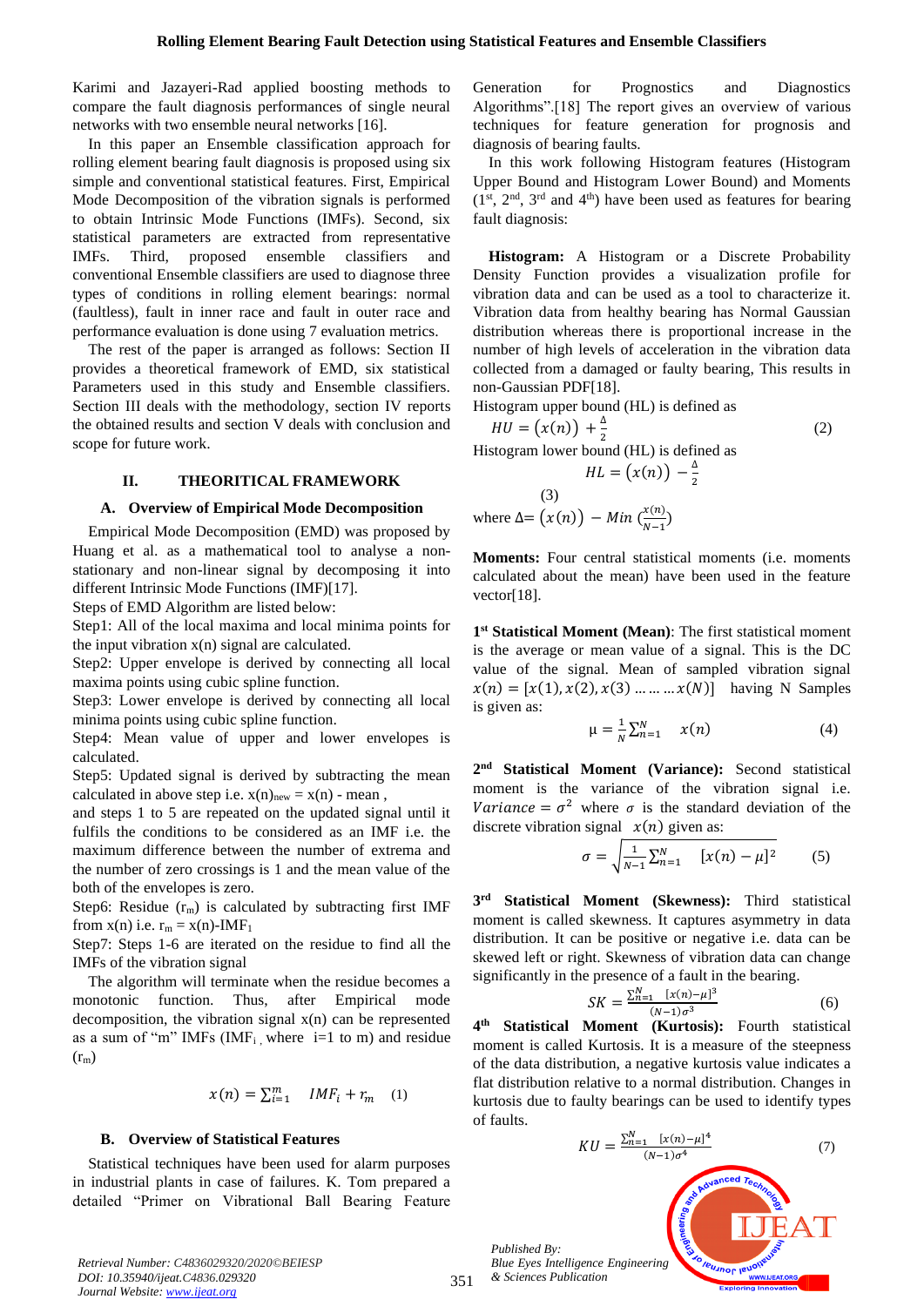Karimi and Jazayeri-Rad applied boosting methods to compare the fault diagnosis performances of single neural networks with two ensemble neural networks [16].

In this paper an Ensemble classification approach for rolling element bearing fault diagnosis is proposed using six simple and conventional statistical features. First, Empirical Mode Decomposition of the vibration signals is performed to obtain Intrinsic Mode Functions (IMFs). Second, six statistical parameters are extracted from representative IMFs. Third, proposed ensemble classifiers and conventional Ensemble classifiers are used to diagnose three types of conditions in rolling element bearings: normal (faultless), fault in inner race and fault in outer race and performance evaluation is done using 7 evaluation metrics.

The rest of the paper is arranged as follows: Section II provides a theoretical framework of EMD, six statistical Parameters used in this study and Ensemble classifiers. Section III deals with the methodology, section IV reports the obtained results and section V deals with conclusion and scope for future work.

## II. THEORITICAL FRAMEWORK

### A. Overview of Empirical Mode Decomposition

Empirical Mode Decomposition (EMD) was proposed by Huang et al. as a mathematical tool to analyse a non-stationary and non-linear signal by decomposing it into different Intrinsic Mode Functions (IMF)[17].

Steps of EMD Algorithm are listed below:

Step1: All of the local maxima and local minima points for the input vibration x(n) signal are calculated.

Step2: Upper envelope is derived by connecting all local maxima points using cubic spline function.

Step3: Lower envelope is derived by connecting all local minima points using cubic spline function.

Step4: Mean value of upper and lower envelopes is calculated.

Step5: Updated signal is derived by subtracting the mean calculated in above step i.e. $x(n)_{new} = x(n)$ - mean ,

and steps 1 to 5 are repeated on the updated signal until it fulfils the conditions to be considered as an IMF i.e. the maximum difference between the number of extrema and the number of zero crossings is 1 and the mean value of the both of the envelopes is zero.

Step6: Residue ($r_m$) is calculated by subtracting first IMF from x(n) i.e. $r_m = x(n)-IMF_1$

Step7: Steps 1-6 are iterated on the residue to find all the IMFs of the vibration signal

The algorithm will terminate when the residue becomes a monotonic function. Thus, after Empirical mode decomposition, the vibration signal x(n) can be represented as a sum of "m" IMFs ($IMF_i$ , where i=1 to m) and residue ($r_m$)

$$x(n) = \sum_{i=1}^{m} IMF_i + r_m \quad (1)$$

### B. Overview of Statistical Features

Statistical techniques have been used for alarm purposes in industrial plants in case of failures. K. Tom prepared a detailed "Primer on Vibrational Ball Bearing Feature Generation for Prognostics and Diagnostics Algorithms".[18] The report gives an overview of various techniques for feature generation for prognosis and diagnosis of bearing faults.

In this work following Histogram features (Histogram Upper Bound and Histogram Lower Bound) and Moments (1st, 2nd, 3rd and 4th) have been used as features for bearing fault diagnosis:

**Histogram:** A Histogram or a Discrete Probability Density Function provides a visualization profile for vibration data and can be used as a tool to characterize it. Vibration data from healthy bearing has Normal Gaussian distribution whereas there is proportional increase in the number of high levels of acceleration in the vibration data collected from a damaged or faulty bearing, This results in non-Gaussian PDF[18].

Histogram upper bound (HL) is defined as

$$HU = \left(x(n)\right) + \frac{\Delta}{2} \quad (2)$$

Histogram lower bound (HL) is defined as

$$HL = \left(x(n)\right) - \frac{\Delta}{2} \quad (3)$$

where $\Delta = \left(x(n)\right) - Min\left(\frac{x(n)}{N-1}\right)$

**Moments:** Four central statistical moments (i.e. moments calculated about the mean) have been used in the feature vector[18].

**1st Statistical Moment (Mean)**: The first statistical moment is the average or mean value of a signal. This is the DC value of the signal. Mean of sampled vibration signal $x(n) = [x(1), x(2), x(3) \ldots\ldots x(N)]$ having N Samples is given as:

$$\mu = \frac{1}{N}\sum_{n=1}^{N} x(n) \quad (4)$$

**2nd Statistical Moment (Variance):** Second statistical moment is the variance of the vibration signal i.e. $Variance = \sigma^2$ where $\sigma$ is the standard deviation of the discrete vibration signal $x(n)$ given as:

$$\sigma = \sqrt{\frac{1}{N-1}\sum_{n=1}^{N} [x(n) - \mu]^2} \quad (5)$$

**3rd Statistical Moment (Skewness):** Third statistical moment is called skewness. It captures asymmetry in data distribution. It can be positive or negative i.e. data can be skewed left or right. Skewness of vibration data can change significantly in the presence of a fault in the bearing.

$$SK = \frac{\sum_{n=1}^{N} [x(n)-\mu]^3}{(N-1)\sigma^3} \quad (6)$$

**4th Statistical Moment (Kurtosis):** Fourth statistical moment is called Kurtosis. It is a measure of the steepness of the data distribution, a negative kurtosis value indicates a flat distribution relative to a normal distribution. Changes in kurtosis due to faulty bearings can be used to identify types of faults.

$$KU = \frac{\sum_{n=1}^{N} [x(n)-\mu]^4}{(N-1)\sigma^4} \quad (7)$$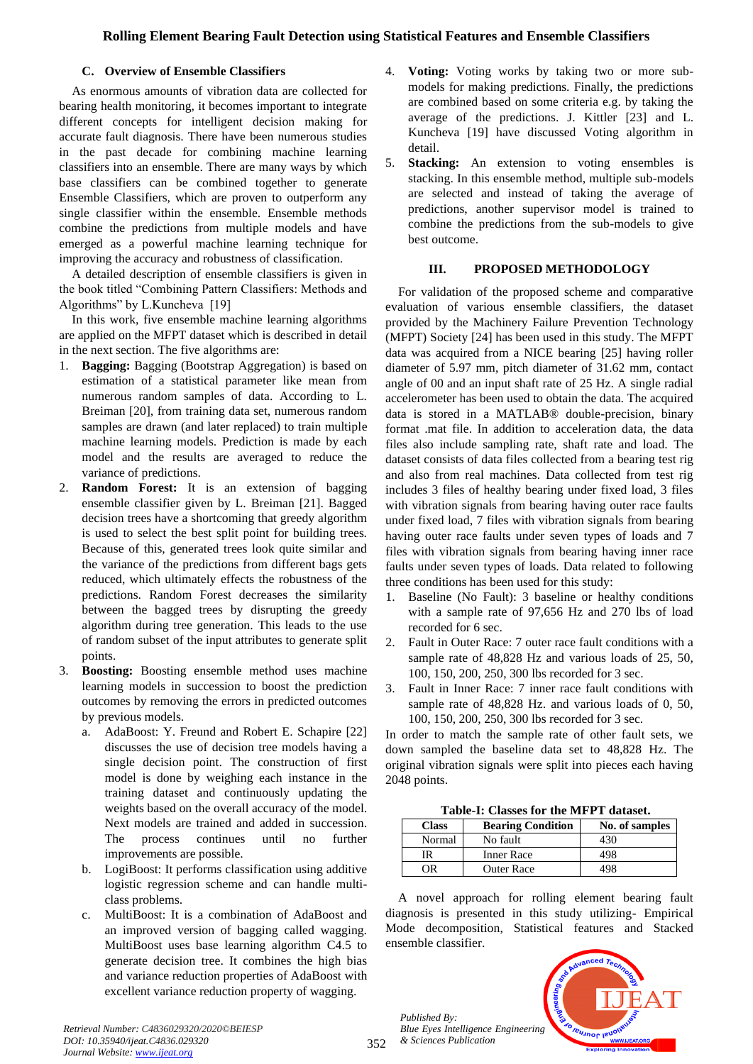### C. Overview of Ensemble Classifiers

As enormous amounts of vibration data are collected for bearing health monitoring, it becomes important to integrate different concepts for intelligent decision making for accurate fault diagnosis. There have been numerous studies in the past decade for combining machine learning classifiers into an ensemble. There are many ways by which base classifiers can be combined together to generate Ensemble Classifiers, which are proven to outperform any single classifier within the ensemble. Ensemble methods combine the predictions from multiple models and have emerged as a powerful machine learning technique for improving the accuracy and robustness of classification.

A detailed description of ensemble classifiers is given in the book titled "Combining Pattern Classifiers: Methods and Algorithms" by L.Kuncheva [19]

In this work, five ensemble machine learning algorithms are applied on the MFPT dataset which is described in detail in the next section. The five algorithms are:

1. **Bagging:** Bagging (Bootstrap Aggregation) is based on estimation of a statistical parameter like mean from numerous random samples of data. According to L. Breiman [20], from training data set, numerous random samples are drawn (and later replaced) to train multiple machine learning models. Prediction is made by each model and the results are averaged to reduce the variance of predictions.
2. **Random Forest:** It is an extension of bagging ensemble classifier given by L. Breiman [21]. Bagged decision trees have a shortcoming that greedy algorithm is used to select the best split point for building trees. Because of this, generated trees look quite similar and the variance of the predictions from different bags gets reduced, which ultimately effects the robustness of the predictions. Random Forest decreases the similarity between the bagged trees by disrupting the greedy algorithm during tree generation. This leads to the use of random subset of the input attributes to generate split points.
3. **Boosting:** Boosting ensemble method uses machine learning models in succession to boost the prediction outcomes by removing the errors in predicted outcomes by previous models.
   a. AdaBoost: Y. Freund and Robert E. Schapire [22] discusses the use of decision tree models having a single decision point. The construction of first model is done by weighing each instance in the training dataset and continuously updating the weights based on the overall accuracy of the model. Next models are trained and added in succession. The process continues until no further improvements are possible.
   b. LogiBoost: It performs classification using additive logistic regression scheme and can handle multi-class problems.
   c. MultiBoost: It is a combination of AdaBoost and an improved version of bagging called wagging. MultiBoost uses base learning algorithm C4.5 to generate decision tree. It combines the high bias and variance reduction properties of AdaBoost with excellent variance reduction property of wagging.
4. **Voting:** Voting works by taking two or more sub-models for making predictions. Finally, the predictions are combined based on some criteria e.g. by taking the average of the predictions. J. Kittler [23] and L. Kuncheva [19] have discussed Voting algorithm in detail.
5. **Stacking:** An extension to voting ensembles is stacking. In this ensemble method, multiple sub-models are selected and instead of taking the average of predictions, another supervisor model is trained to combine the predictions from the sub-models to give best outcome.

## III. PROPOSED METHODOLOGY

For validation of the proposed scheme and comparative evaluation of various ensemble classifiers, the dataset provided by the Machinery Failure Prevention Technology (MFPT) Society [24] has been used in this study. The MFPT data was acquired from a NICE bearing [25] having roller diameter of 5.97 mm, pitch diameter of 31.62 mm, contact angle of 00 and an input shaft rate of 25 Hz. A single radial accelerometer has been used to obtain the data. The acquired data is stored in a MATLAB® double-precision, binary format .mat file. In addition to acceleration data, the data files also include sampling rate, shaft rate and load. The dataset consists of data files collected from a bearing test rig and also from real machines. Data collected from test rig includes 3 files of healthy bearing under fixed load, 3 files with vibration signals from bearing having outer race faults under fixed load, 7 files with vibration signals from bearing having outer race faults under seven types of loads and 7 files with vibration signals from bearing having inner race faults under seven types of loads. Data related to following three conditions has been used for this study:

1. Baseline (No Fault): 3 baseline or healthy conditions with a sample rate of 97,656 Hz and 270 lbs of load recorded for 6 sec.
2. Fault in Outer Race: 7 outer race fault conditions with a sample rate of 48,828 Hz and various loads of 25, 50, 100, 150, 200, 250, 300 lbs recorded for 3 sec.
3. Fault in Inner Race: 7 inner race fault conditions with sample rate of 48,828 Hz. and various loads of 0, 50, 100, 150, 200, 250, 300 lbs recorded for 3 sec.

In order to match the sample rate of other fault sets, we down sampled the baseline data set to 48,828 Hz. The original vibration signals were split into pieces each having 2048 points.

**Table-I: Classes for the MFPT dataset.**

| Class | Bearing Condition | No. of samples |
|---|---|---|
| Normal | No fault | 430 |
| IR | Inner Race | 498 |
| OR | Outer Race | 498 |

A novel approach for rolling element bearing fault diagnosis is presented in this study utilizing- Empirical Mode decomposition, Statistical features and Stacked ensemble classifier.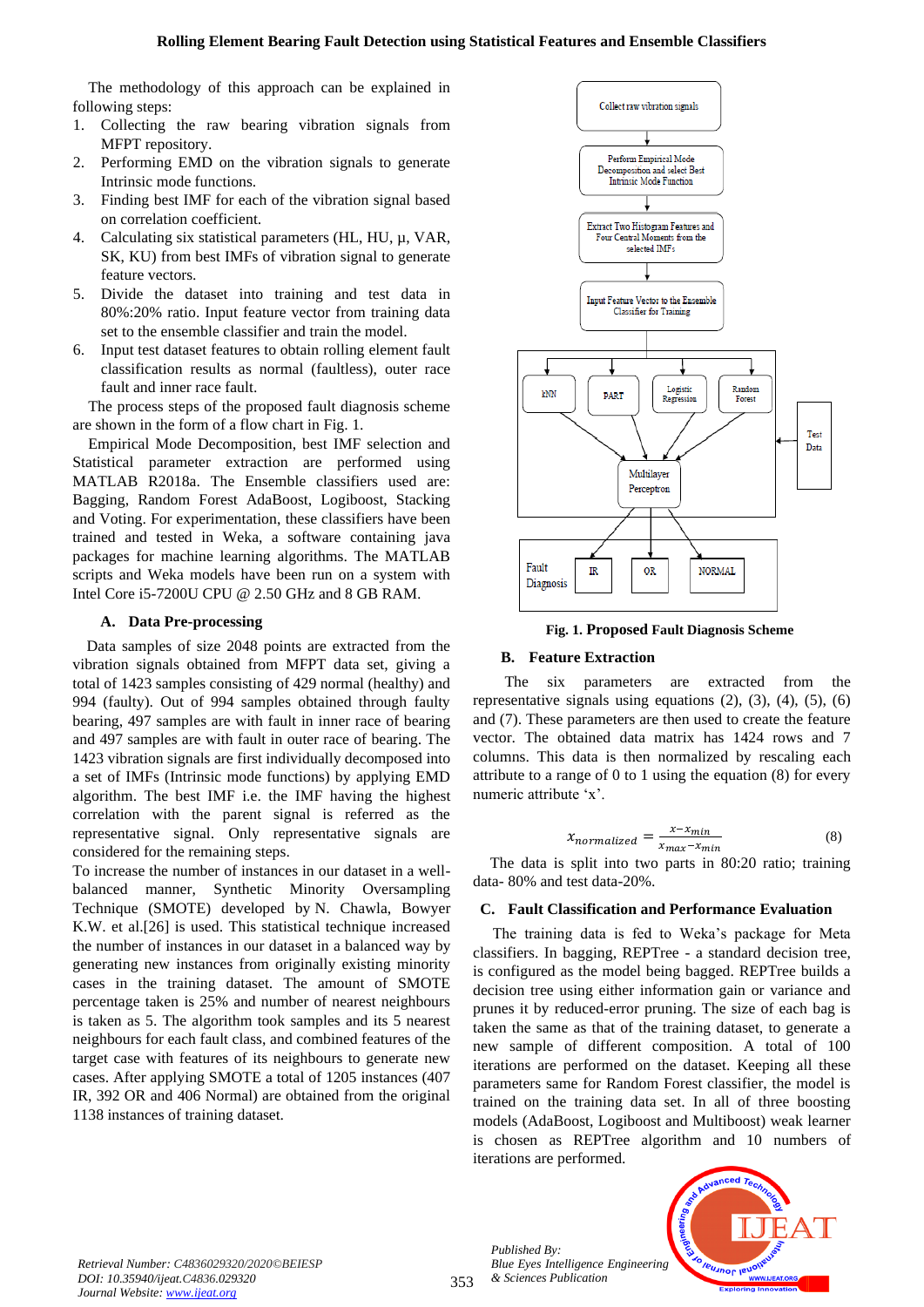The methodology of this approach can be explained in following steps:

1. Collecting the raw bearing vibration signals from MFPT repository.
2. Performing EMD on the vibration signals to generate Intrinsic mode functions.
3. Finding best IMF for each of the vibration signal based on correlation coefficient.
4. Calculating six statistical parameters (HL, HU, μ, VAR, SK, KU) from best IMFs of vibration signal to generate feature vectors.
5. Divide the dataset into training and test data in 80%:20% ratio. Input feature vector from training data set to the ensemble classifier and train the model.
6. Input test dataset features to obtain rolling element fault classification results as normal (faultless), outer race fault and inner race fault.

The process steps of the proposed fault diagnosis scheme are shown in the form of a flow chart in Fig. 1.

Empirical Mode Decomposition, best IMF selection and Statistical parameter extraction are performed using MATLAB R2018a. The Ensemble classifiers used are: Bagging, Random Forest AdaBoost, Logiboost, Stacking and Voting. For experimentation, these classifiers have been trained and tested in Weka, a software containing java packages for machine learning algorithms. The MATLAB scripts and Weka models have been run on a system with Intel Core i5-7200U CPU @ 2.50 GHz and 8 GB RAM.

### A. Data Pre-processing

Data samples of size 2048 points are extracted from the vibration signals obtained from MFPT data set, giving a total of 1423 samples consisting of 429 normal (healthy) and 994 (faulty). Out of 994 samples obtained through faulty bearing, 497 samples are with fault in inner race of bearing and 497 samples are with fault in outer race of bearing. The 1423 vibration signals are first individually decomposed into a set of IMFs (Intrinsic mode functions) by applying EMD algorithm. The best IMF i.e. the IMF having the highest correlation with the parent signal is referred as the representative signal. Only representative signals are considered for the remaining steps.

To increase the number of instances in our dataset in a well-balanced manner, Synthetic Minority Oversampling Technique (SMOTE) developed by N. Chawla, Bowyer K.W. et al.[26] is used. This statistical technique increased the number of instances in our dataset in a balanced way by generating new instances from originally existing minority cases in the training dataset. The amount of SMOTE percentage taken is 25% and number of nearest neighbours is taken as 5. The algorithm took samples and its 5 nearest neighbours for each fault class, and combined features of the target case with features of its neighbours to generate new cases. After applying SMOTE a total of 1205 instances (407 IR, 392 OR and 406 Normal) are obtained from the original 1138 instances of training dataset.

Collect raw vibration signals → Perform Empirical Mode Decomposition and select Best Intrinsic Mode Function → Extract Two Histogram Features and Four Central Moments from the selected IMFs → Input Feature Vector to the Ensemble Classifier for Training → [kNN, PART, Logistic Regression, Random Forest] → Multilayer Perceptron (← Test Data) → Fault Diagnosis: IR, OR, NORMAL

**Fig. 1. Proposed Fault Diagnosis Scheme**

### B. Feature Extraction

The six parameters are extracted from the representative signals using equations (2), (3), (4), (5), (6) and (7). These parameters are then used to create the feature vector. The obtained data matrix has 1424 rows and 7 columns. This data is then normalized by rescaling each attribute to a range of 0 to 1 using the equation (8) for every numeric attribute 'x'.

$$x_{normalized} = \frac{x - x_{min}}{x_{max} - x_{min}} \tag{8}$$

The data is split into two parts in 80:20 ratio; training data- 80% and test data-20%.

### C. Fault Classification and Performance Evaluation

The training data is fed to Weka's package for Meta classifiers. In bagging, REPTree - a standard decision tree, is configured as the model being bagged. REPTree builds a decision tree using either information gain or variance and prunes it by reduced-error pruning. The size of each bag is taken the same as that of the training dataset, to generate a new sample of different composition. A total of 100 iterations are performed on the dataset. Keeping all these parameters same for Random Forest classifier, the model is trained on the training data set. In all of three boosting models (AdaBoost, Logiboost and Multiboost) weak learner is chosen as REPTree algorithm and 10 numbers of iterations are performed.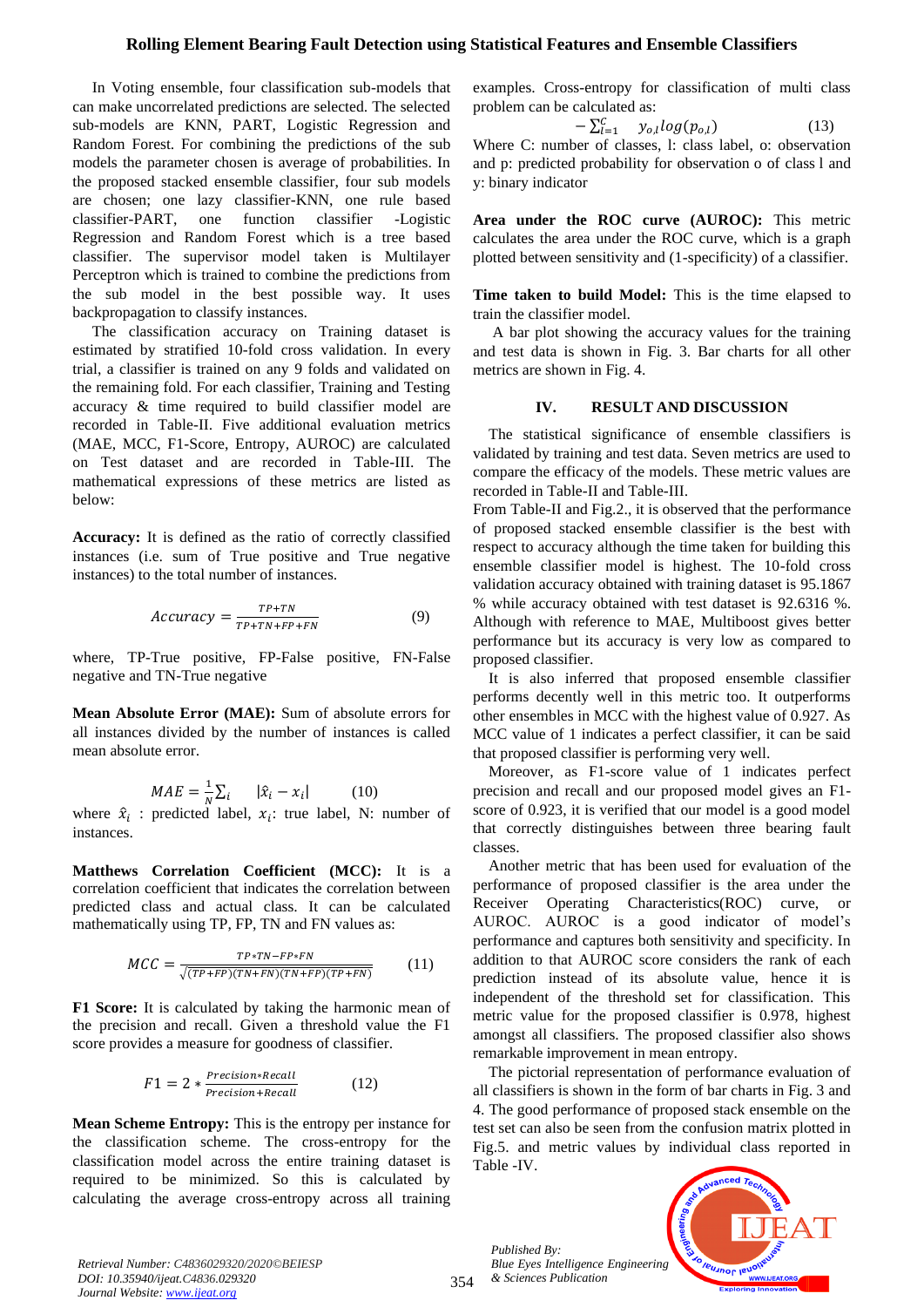In Voting ensemble, four classification sub-models that can make uncorrelated predictions are selected. The selected sub-models are KNN, PART, Logistic Regression and Random Forest. For combining the predictions of the sub models the parameter chosen is average of probabilities. In the proposed stacked ensemble classifier, four sub models are chosen; one lazy classifier-KNN, one rule based classifier-PART, one function classifier -Logistic Regression and Random Forest which is a tree based classifier. The supervisor model taken is Multilayer Perceptron which is trained to combine the predictions from the sub model in the best possible way. It uses backpropagation to classify instances.

The classification accuracy on Training dataset is estimated by stratified 10-fold cross validation. In every trial, a classifier is trained on any 9 folds and validated on the remaining fold. For each classifier, Training and Testing accuracy & time required to build classifier model are recorded in Table-II. Five additional evaluation metrics (MAE, MCC, F1-Score, Entropy, AUROC) are calculated on Test dataset and are recorded in Table-III. The mathematical expressions of these metrics are listed as below:

**Accuracy:** It is defined as the ratio of correctly classified instances (i.e. sum of True positive and True negative instances) to the total number of instances.

$$Accuracy = \frac{TP+TN}{TP+TN+FP+FN} \quad (9)$$

where, TP-True positive, FP-False positive, FN-False negative and TN-True negative

**Mean Absolute Error (MAE):** Sum of absolute errors for all instances divided by the number of instances is called mean absolute error.

$$MAE = \frac{1}{N}\sum_{i} \quad |\hat{x}_i - x_i| \quad (10)$$

where $\hat{x}_i$ : predicted label, $x_i$: true label, N: number of instances.

**Matthews Correlation Coefficient (MCC):** It is a correlation coefficient that indicates the correlation between predicted class and actual class. It can be calculated mathematically using TP, FP, TN and FN values as:

$$MCC = \frac{TP*TN - FP*FN}{\sqrt{(TP+FP)(TN+FN)(TN+FP)(TP+FN)}} \quad (11)$$

**F1 Score:** It is calculated by taking the harmonic mean of the precision and recall. Given a threshold value the F1 score provides a measure for goodness of classifier.

$$F1 = 2 * \frac{Precision*Recall}{Precision+Recall} \quad (12)$$

**Mean Scheme Entropy:** This is the entropy per instance for the classification scheme. The cross-entropy for the classification model across the entire training dataset is required to be minimized. So this is calculated by calculating the average cross-entropy across all training examples. Cross-entropy for classification of multi class problem can be calculated as:

$$-\sum_{l=1}^{C} \quad y_{o,l} log(p_{o,l}) \quad (13)$$

Where C: number of classes, l: class label, o: observation and p: predicted probability for observation o of class l and y: binary indicator

**Area under the ROC curve (AUROC):** This metric calculates the area under the ROC curve, which is a graph plotted between sensitivity and (1-specificity) of a classifier.

**Time taken to build Model:** This is the time elapsed to train the classifier model.

A bar plot showing the accuracy values for the training and test data is shown in Fig. 3. Bar charts for all other metrics are shown in Fig. 4.

## IV. RESULT AND DISCUSSION

The statistical significance of ensemble classifiers is validated by training and test data. Seven metrics are used to compare the efficacy of the models. These metric values are recorded in Table-II and Table-III.

From Table-II and Fig.2., it is observed that the performance of proposed stacked ensemble classifier is the best with respect to accuracy although the time taken for building this ensemble classifier model is highest. The 10-fold cross validation accuracy obtained with training dataset is 95.1867 % while accuracy obtained with test dataset is 92.6316 %. Although with reference to MAE, Multiboost gives better performance but its accuracy is very low as compared to proposed classifier.

It is also inferred that proposed ensemble classifier performs decently well in this metric too. It outperforms other ensembles in MCC with the highest value of 0.927. As MCC value of 1 indicates a perfect classifier, it can be said that proposed classifier is performing very well.

Moreover, as F1-score value of 1 indicates perfect precision and recall and our proposed model gives an F1-score of 0.923, it is verified that our model is a good model that correctly distinguishes between three bearing fault classes.

Another metric that has been used for evaluation of the performance of proposed classifier is the area under the Receiver Operating Characteristics(ROC) curve, or AUROC. AUROC is a good indicator of model's performance and captures both sensitivity and specificity. In addition to that AUROC score considers the rank of each prediction instead of its absolute value, hence it is independent of the threshold set for classification. This metric value for the proposed classifier is 0.978, highest amongst all classifiers. The proposed classifier also shows remarkable improvement in mean entropy.

The pictorial representation of performance evaluation of all classifiers is shown in the form of bar charts in Fig. 3 and 4. The good performance of proposed stack ensemble on the test set can also be seen from the confusion matrix plotted in Fig.5. and metric values by individual class reported in Table -IV.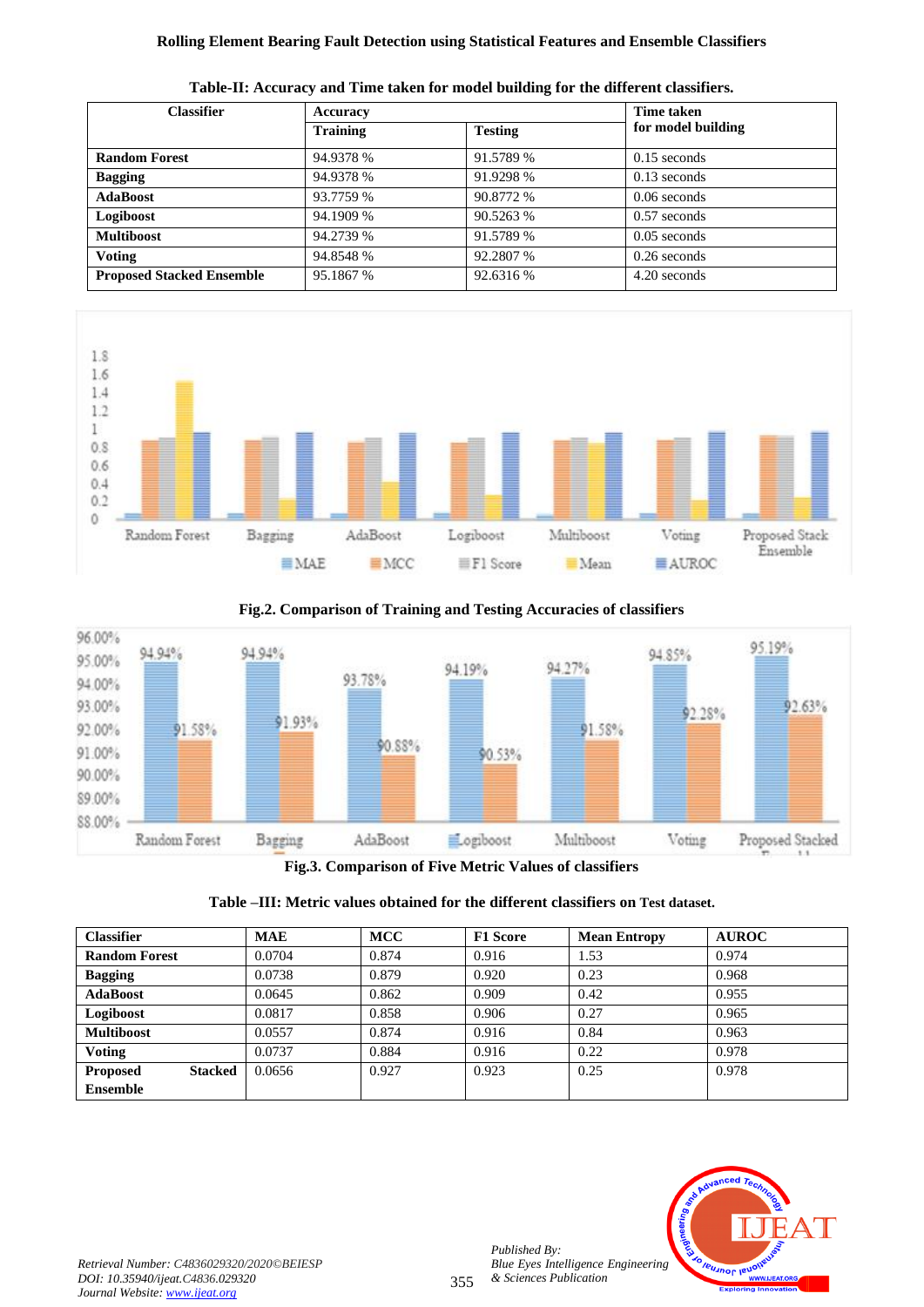Table-II: Accuracy and Time taken for model building for the different classifiers.

| Classifier | Accuracy | | Time taken for model building |
|---|---|---|---|
| | Training | Testing | |
| **Random Forest** | 94.9378 % | 91.5789 % | 0.15 seconds |
| **Bagging** | 94.9378 % | 91.9298 % | 0.13 seconds |
| **AdaBoost** | 93.7759 % | 90.8772 % | 0.06 seconds |
| **Logiboost** | 94.1909 % | 90.5263 % | 0.57 seconds |
| **Multiboost** | 94.2739 % | 91.5789 % | 0.05 seconds |
| **Voting** | 94.8548 % | 92.2807 % | 0.26 seconds |
| **Proposed Stacked Ensemble** | 95.1867 % | 92.6316 % | 4.20 seconds |

**Fig.2. Comparison of Training and Testing Accuracies of classifiers**

**Fig.3. Comparison of Five Metric Values of classifiers**

**Table –III: Metric values obtained for the different classifiers on Test dataset.**

| Classifier | MAE | MCC | F1 Score | Mean Entropy | AUROC |
|---|---|---|---|---|---|
| **Random Forest** | 0.0704 | 0.874 | 0.916 | 1.53 | 0.974 |
| **Bagging** | 0.0738 | 0.879 | 0.920 | 0.23 | 0.968 |
| **AdaBoost** | 0.0645 | 0.862 | 0.909 | 0.42 | 0.955 |
| **Logiboost** | 0.0817 | 0.858 | 0.906 | 0.27 | 0.965 |
| **Multiboost** | 0.0557 | 0.874 | 0.916 | 0.84 | 0.963 |
| **Voting** | 0.0737 | 0.884 | 0.916 | 0.22 | 0.978 |
| **Proposed Stacked Ensemble** | 0.0656 | 0.927 | 0.923 | 0.25 | 0.978 |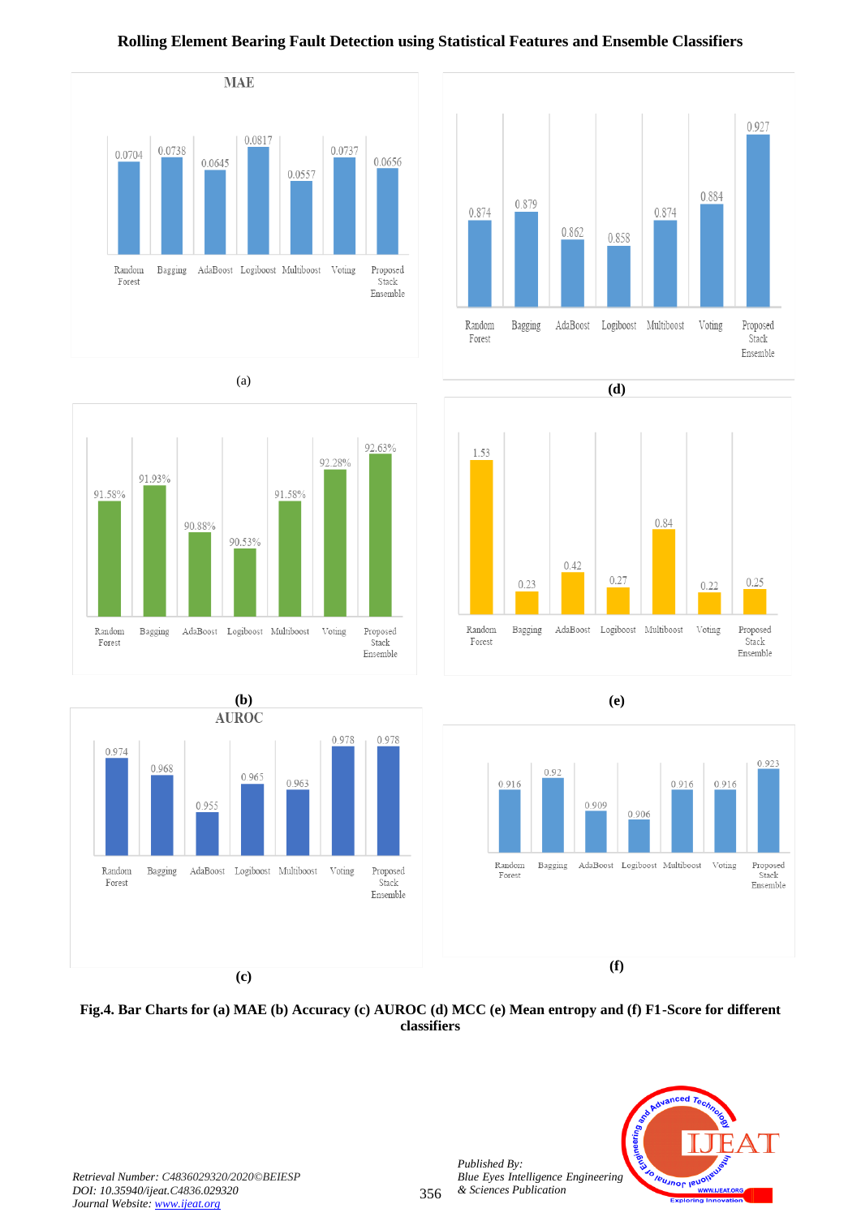**Fig.4. Bar Charts for (a) MAE (b) Accuracy (c) AUROC (d) MCC (e) Mean entropy and (f) F1-Score for different classifiers**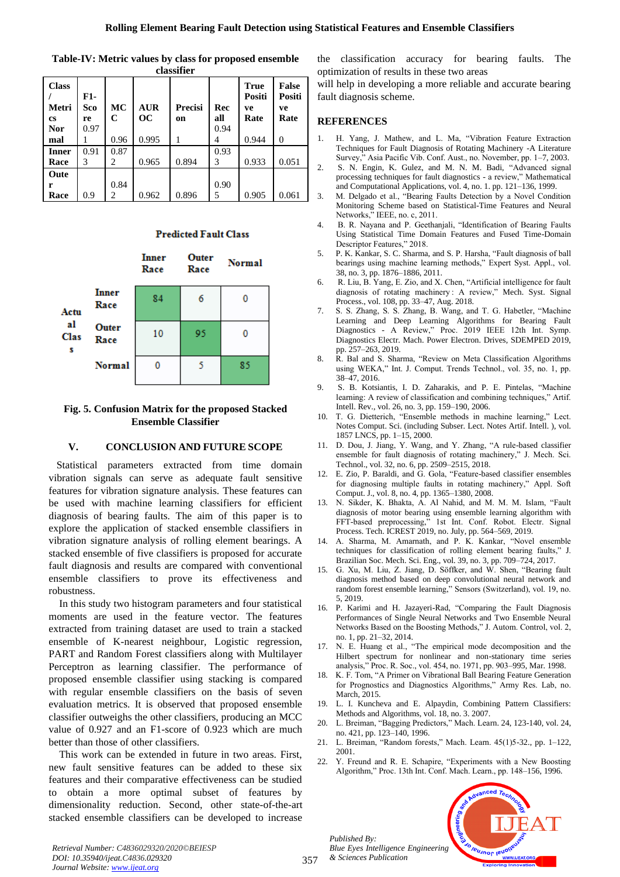Table-IV: Metric values by class for proposed ensemble classifier

| Class / Metrics | F1-Score | MCC | AUROC | Precision | Recall | True Positive Rate | False Positive Rate |
|---|---|---|---|---|---|---|---|
| Normal | 0.971 | 0.96 | 0.995 | 1 | 0.944 | 0.944 | 0 |
| Inner Race | 0.913 | 0.872 | 0.965 | 0.894 | 0.933 | 0.933 | 0.051 |
| Outer Race | 0.9 | 0.842 | 0.962 | 0.896 | 0.905 | 0.905 | 0.061 |

**Predicted Fault Class**

| Actual Class | Inner Race | Outer Race | Normal |
|---|---|---|---|
| Inner Race | 84 | 6 | 0 |
| Outer Race | 10 | 95 | 0 |
| Normal | 0 | 5 | 85 |

**Fig. 5. Confusion Matrix for the proposed Stacked Ensemble Classifier**

## V. CONCLUSION AND FUTURE SCOPE

Statistical parameters extracted from time domain vibration signals can serve as adequate fault sensitive features for vibration signature analysis. These features can be used with machine learning classifiers for efficient diagnosis of bearing faults. The aim of this paper is to explore the application of stacked ensemble classifiers in vibration signature analysis of rolling element bearings. A stacked ensemble of five classifiers is proposed for accurate fault diagnosis and results are compared with conventional ensemble classifiers to prove its effectiveness and robustness.

In this study two histogram parameters and four statistical moments are used in the feature vector. The features extracted from training dataset are used to train a stacked ensemble of K-nearest neighbour, Logistic regression, PART and Random Forest classifiers along with Multilayer Perceptron as learning classifier. The performance of proposed ensemble classifier using stacking is compared with regular ensemble classifiers on the basis of seven evaluation metrics. It is observed that proposed ensemble classifier outweighs the other classifiers, producing an MCC value of 0.927 and an F1-score of 0.923 which are much better than those of other classifiers.

This work can be extended in future in two areas. First, new fault sensitive features can be added to these six features and their comparative effectiveness can be studied to obtain a more optimal subset of features by dimensionality reduction. Second, other state-of-the-art stacked ensemble classifiers can be developed to increase the classification accuracy for bearing faults. The optimization of results in these two areas will help in developing a more reliable and accurate bearing fault diagnosis scheme.

## REFERENCES

1. H. Yang, J. Mathew, and L. Ma, "Vibration Feature Extraction Techniques for Fault Diagnosis of Rotating Machinery -A Literature Survey," Asia Pacific Vib. Conf. Aust., no. November, pp. 1–7, 2003.
2. S. N. Engin, K. Gulez, and M. N. M. Badi, "Advanced signal processing techniques for fault diagnostics - a review," Mathematical and Computational Applications, vol. 4, no. 1. pp. 121–136, 1999.
3. M. Delgado et al., "Bearing Faults Detection by a Novel Condition Monitoring Scheme based on Statistical-Time Features and Neural Networks," IEEE, no. c, 2011.
4. B. R. Nayana and P. Geethanjali, "Identification of Bearing Faults Using Statistical Time Domain Features and Fused Time-Domain Descriptor Features," 2018.
5. P. K. Kankar, S. C. Sharma, and S. P. Harsha, "Fault diagnosis of ball bearings using machine learning methods," Expert Syst. Appl., vol. 38, no. 3, pp. 1876–1886, 2011.
6. R. Liu, B. Yang, E. Zio, and X. Chen, "Artificial intelligence for fault diagnosis of rotating machinery : A review," Mech. Syst. Signal Process., vol. 108, pp. 33–47, Aug. 2018.
7. S. S. Zhang, S. S. Zhang, B. Wang, and T. G. Habetler, "Machine Learning and Deep Learning Algorithms for Bearing Fault Diagnostics - A Review," Proc. 2019 IEEE 12th Int. Symp. Diagnostics Electr. Mach. Power Electron. Drives, SDEMPED 2019, pp. 257–263, 2019.
8. R. Bal and S. Sharma, "Review on Meta Classification Algorithms using WEKA," Int. J. Comput. Trends Technol., vol. 35, no. 1, pp. 38–47, 2016.
9. S. B. Kotsiantis, I. D. Zaharakis, and P. E. Pintelas, "Machine learning: A review of classification and combining techniques," Artif. Intell. Rev., vol. 26, no. 3, pp. 159–190, 2006.
10. T. G. Dietterich, "Ensemble methods in machine learning," Lect. Notes Comput. Sci. (including Subser. Lect. Notes Artif. Intell. ), vol. 1857 LNCS, pp. 1–15, 2000.
11. D. Dou, J. Jiang, Y. Wang, and Y. Zhang, "A rule-based classifier ensemble for fault diagnosis of rotating machinery," J. Mech. Sci. Technol., vol. 32, no. 6, pp. 2509–2515, 2018.
12. E. Zio, P. Baraldi, and G. Gola, "Feature-based classifier ensembles for diagnosing multiple faults in rotating machinery," Appl. Soft Comput. J., vol. 8, no. 4, pp. 1365–1380, 2008.
13. N. Sikder, K. Bhakta, A. Al Nahid, and M. M. M. Islam, "Fault diagnosis of motor bearing using ensemble learning algorithm with FFT-based preprocessing," 1st Int. Conf. Robot. Electr. Signal Process. Tech. ICREST 2019, no. July, pp. 564–569, 2019.
14. A. Sharma, M. Amarnath, and P. K. Kankar, "Novel ensemble techniques for classification of rolling element bearing faults," J. Brazilian Soc. Mech. Sci. Eng., vol. 39, no. 3, pp. 709–724, 2017.
15. G. Xu, M. Liu, Z. Jiang, D. Söffker, and W. Shen, "Bearing fault diagnosis method based on deep convolutional neural network and random forest ensemble learning," Sensors (Switzerland), vol. 19, no. 5, 2019.
16. P. Karimi and H. Jazayeri-Rad, "Comparing the Fault Diagnosis Performances of Single Neural Networks and Two Ensemble Neural Networks Based on the Boosting Methods," J. Autom. Control, vol. 2, no. 1, pp. 21–32, 2014.
17. N. E. Huang et al., "The empirical mode decomposition and the Hilbert spectrum for nonlinear and non-stationary time series analysis," Proc. R. Soc., vol. 454, no. 1971, pp. 903–995, Mar. 1998.
18. K. F. Tom, "A Primer on Vibrational Ball Bearing Feature Generation for Prognostics and Diagnostics Algorithms," Army Res. Lab, no. March, 2015.
19. L. I. Kuncheva and E. Alpaydin, Combining Pattern Classifiers: Methods and Algorithms, vol. 18, no. 3. 2007.
20. L. Breiman, "Bagging Predictors," Mach. Learn. 24, 123-140, vol. 24, no. 421, pp. 123–140, 1996.
21. L. Breiman, "Random forests," Mach. Learn. 45(1)5-32., pp. 1–122, 2001.
22. Y. Freund and R. E. Schapire, "Experiments with a New Boosting Algorithm," Proc. 13th Int. Conf. Mach. Learn., pp. 148–156, 1996.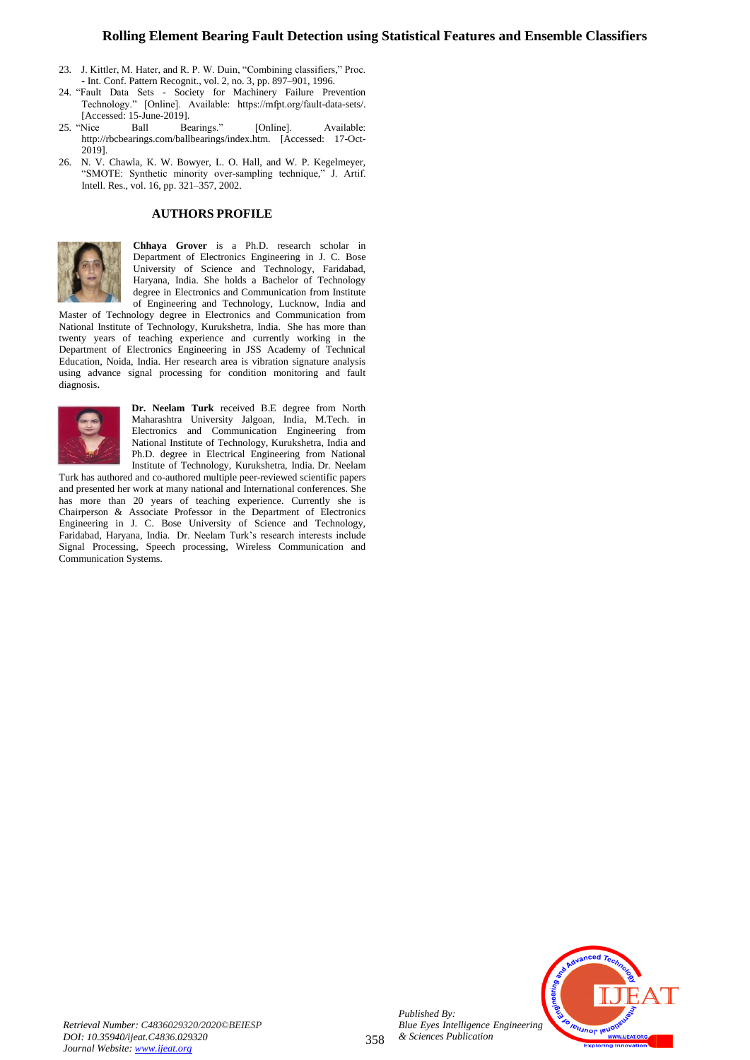23. J. Kittler, M. Hater, and R. P. W. Duin, "Combining classifiers," Proc. - Int. Conf. Pattern Recognit., vol. 2, no. 3, pp. 897–901, 1996.
24. "Fault Data Sets - Society for Machinery Failure Prevention Technology." [Online]. Available: https://mfpt.org/fault-data-sets/. [Accessed: 15-June-2019].
25. "Nice Ball Bearings." [Online]. Available: http://rbcbearings.com/ballbearings/index.htm. [Accessed: 17-Oct-2019].
26. N. V. Chawla, K. W. Bowyer, L. O. Hall, and W. P. Kegelmeyer, "SMOTE: Synthetic minority over-sampling technique," J. Artif. Intell. Res., vol. 16, pp. 321–357, 2002.

## AUTHORS PROFILE

**Chhaya Grover** is a Ph.D. research scholar in Department of Electronics Engineering in J. C. Bose University of Science and Technology, Faridabad, Haryana, India. She holds a Bachelor of Technology degree in Electronics and Communication from Institute of Engineering and Technology, Lucknow, India and Master of Technology degree in Electronics and Communication from National Institute of Technology, Kurukshetra, India. She has more than twenty years of teaching experience and currently working in the Department of Electronics Engineering in JSS Academy of Technical Education, Noida, India. Her research area is vibration signature analysis using advance signal processing for condition monitoring and fault diagnosis**.**

**Dr. Neelam Turk** received B.E degree from North Maharashtra University Jalgoan, India, M.Tech. in Electronics and Communication Engineering from National Institute of Technology, Kurukshetra, India and Ph.D. degree in Electrical Engineering from National Institute of Technology, Kurukshetra, India. Dr. Neelam Turk has authored and co-authored multiple peer-reviewed scientific papers and presented her work at many national and International conferences. She has more than 20 years of teaching experience. Currently she is Chairperson & Associate Professor in the Department of Electronics Engineering in J. C. Bose University of Science and Technology, Faridabad, Haryana, India. Dr. Neelam Turk's research interests include Signal Processing, Speech processing, Wireless Communication and Communication Systems.